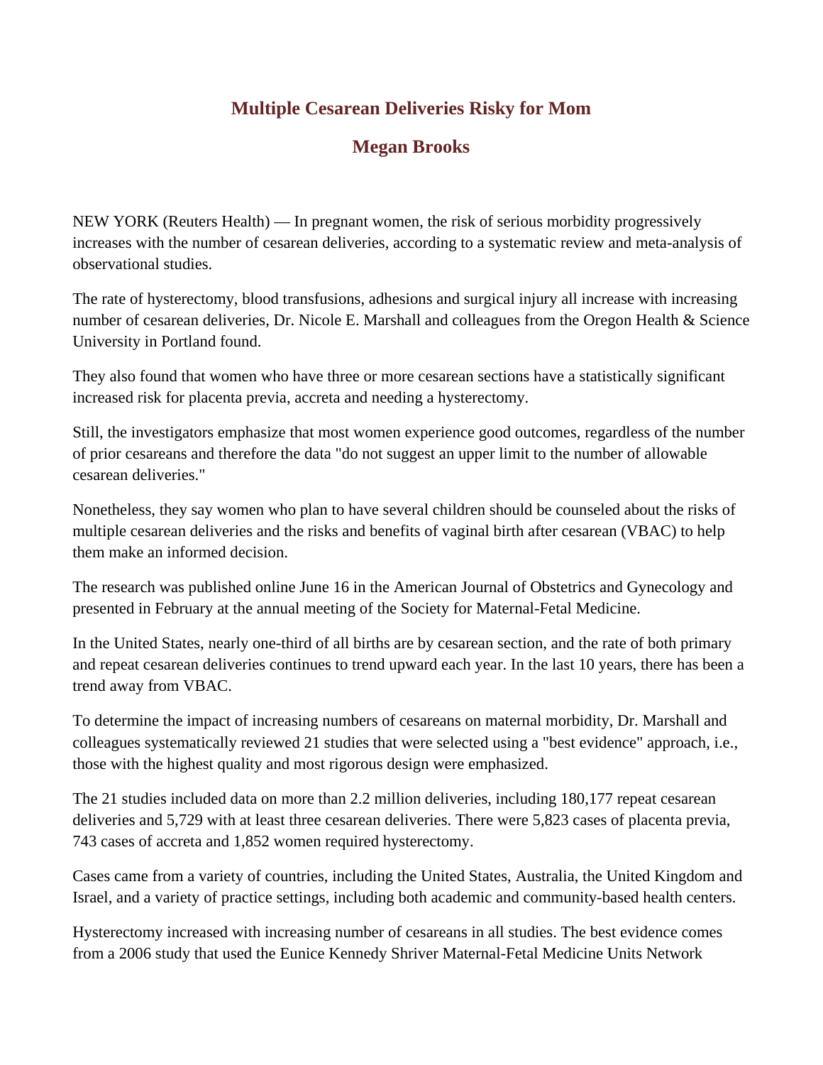# Multiple Cesarean Deliveries Risky for Mom

## Megan Brooks

NEW YORK (Reuters Health) — In pregnant women, the risk of serious morbidity progressively increases with the number of cesarean deliveries, according to a systematic review and meta-analysis of observational studies.

The rate of hysterectomy, blood transfusions, adhesions and surgical injury all increase with increasing number of cesarean deliveries, Dr. Nicole E. Marshall and colleagues from the Oregon Health & Science University in Portland found.

They also found that women who have three or more cesarean sections have a statistically significant increased risk for placenta previa, accreta and needing a hysterectomy.

Still, the investigators emphasize that most women experience good outcomes, regardless of the number of prior cesareans and therefore the data "do not suggest an upper limit to the number of allowable cesarean deliveries."

Nonetheless, they say women who plan to have several children should be counseled about the risks of multiple cesarean deliveries and the risks and benefits of vaginal birth after cesarean (VBAC) to help them make an informed decision.

The research was published online June 16 in the American Journal of Obstetrics and Gynecology and presented in February at the annual meeting of the Society for Maternal-Fetal Medicine.

In the United States, nearly one-third of all births are by cesarean section, and the rate of both primary and repeat cesarean deliveries continues to trend upward each year. In the last 10 years, there has been a trend away from VBAC.

To determine the impact of increasing numbers of cesareans on maternal morbidity, Dr. Marshall and colleagues systematically reviewed 21 studies that were selected using a "best evidence" approach, i.e., those with the highest quality and most rigorous design were emphasized.

The 21 studies included data on more than 2.2 million deliveries, including 180,177 repeat cesarean deliveries and 5,729 with at least three cesarean deliveries. There were 5,823 cases of placenta previa, 743 cases of accreta and 1,852 women required hysterectomy.

Cases came from a variety of countries, including the United States, Australia, the United Kingdom and Israel, and a variety of practice settings, including both academic and community-based health centers.

Hysterectomy increased with increasing number of cesareans in all studies. The best evidence comes from a 2006 study that used the Eunice Kennedy Shriver Maternal-Fetal Medicine Units Network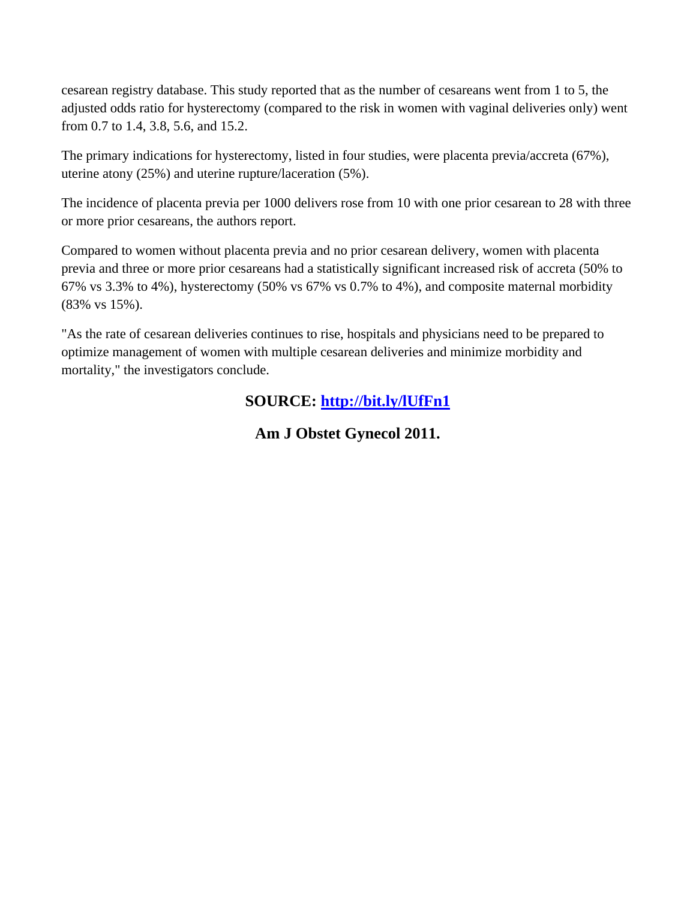cesarean registry database. This study reported that as the number of cesareans went from 1 to 5, the adjusted odds ratio for hysterectomy (compared to the risk in women with vaginal deliveries only) went from 0.7 to 1.4, 3.8, 5.6, and 15.2.

The primary indications for hysterectomy, listed in four studies, were placenta previa/accreta (67%), uterine atony (25%) and uterine rupture/laceration (5%).

The incidence of placenta previa per 1000 delivers rose from 10 with one prior cesarean to 28 with three or more prior cesareans, the authors report.

Compared to women without placenta previa and no prior cesarean delivery, women with placenta previa and three or more prior cesareans had a statistically significant increased risk of accreta (50% to 67% vs 3.3% to 4%), hysterectomy (50% vs 67% vs 0.7% to 4%), and composite maternal morbidity (83% vs 15%).

"As the rate of cesarean deliveries continues to rise, hospitals and physicians need to be prepared to optimize management of women with multiple cesarean deliveries and minimize morbidity and mortality," the investigators conclude.

**SOURCE: [http://bit.ly/lUfFn1](http://bit.ly/lUfFn1)**

**Am J Obstet Gynecol 2011.**